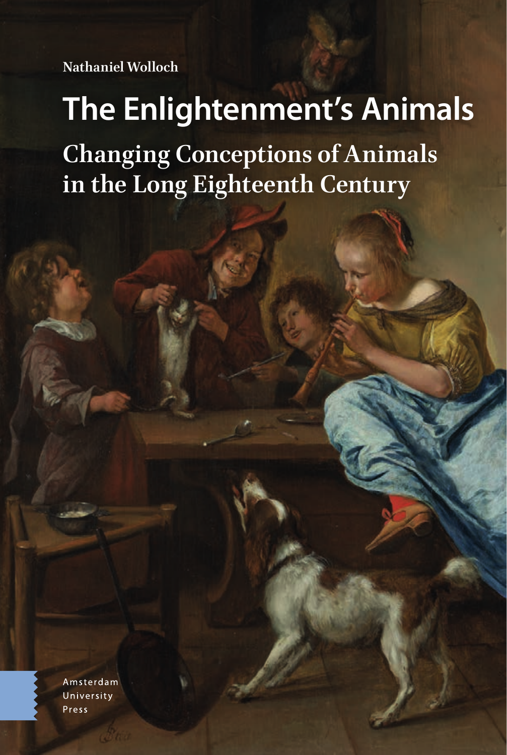Nathaniel Wolloch

# The Enlightenment's Animals

## Changing Conceptions of Animals in the Long Eighteenth Century

Amsterdam
University
Press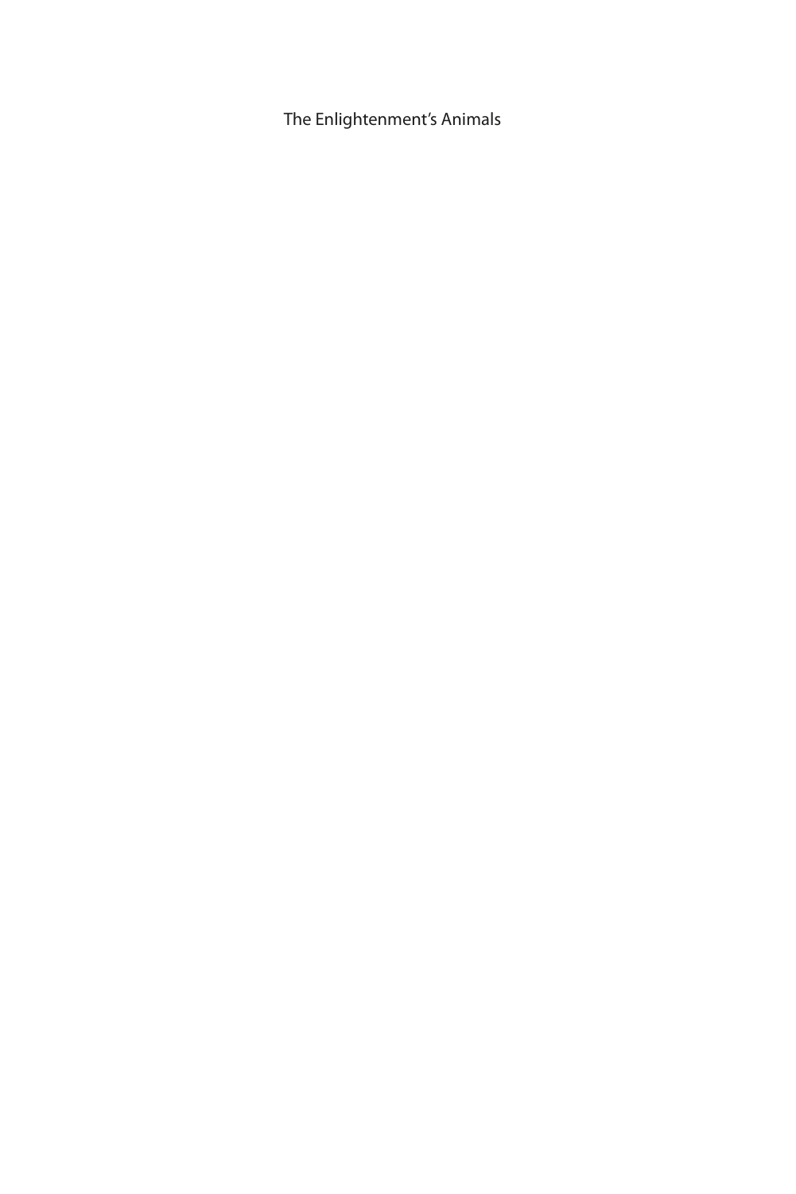The Enlightenment's Animals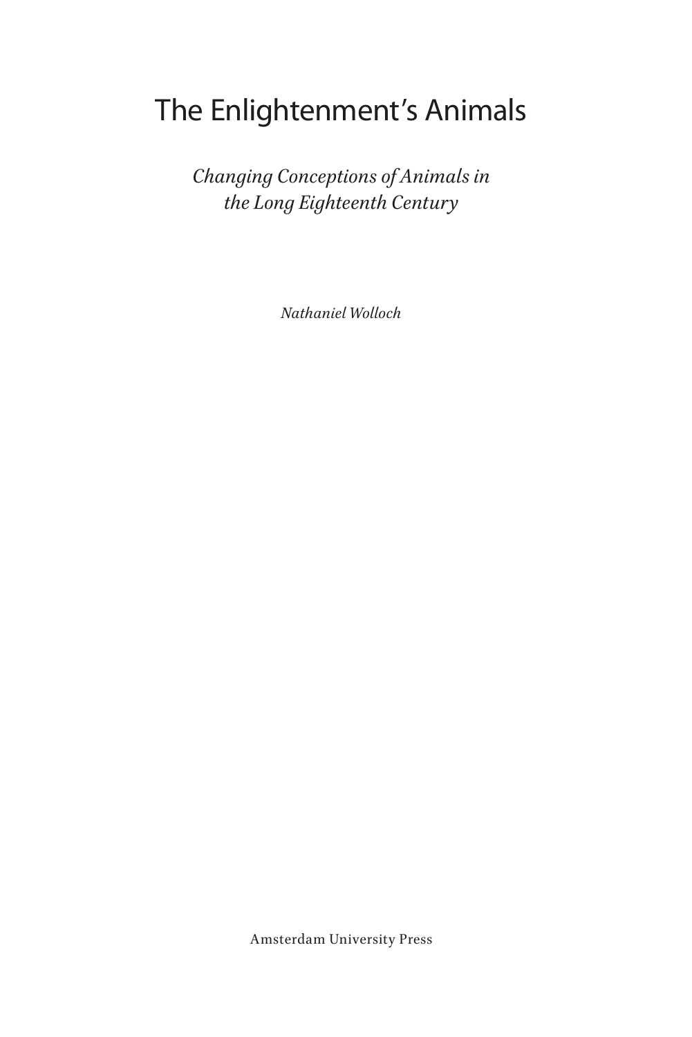# The Enlightenment's Animals

*Changing Conceptions of Animals in the Long Eighteenth Century*

*Nathaniel Wolloch*

Amsterdam University Press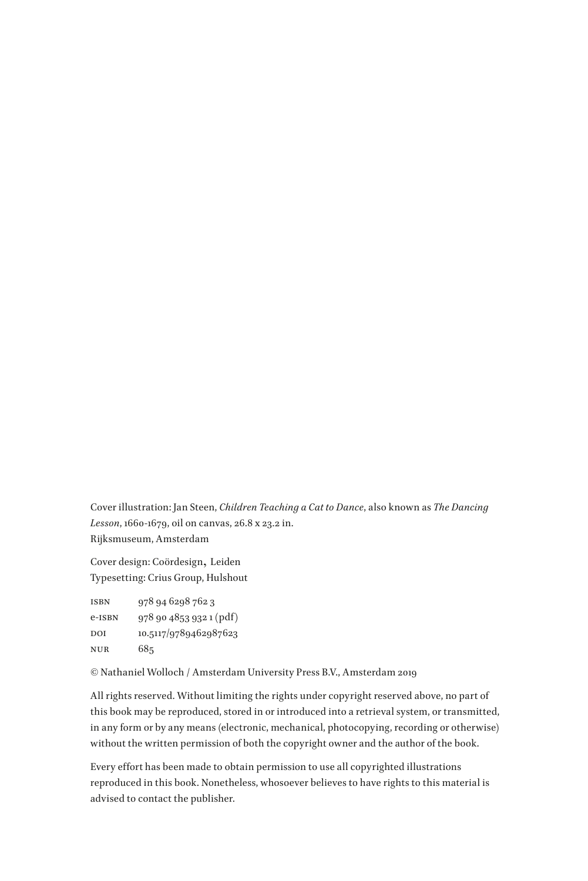Cover illustration: Jan Steen, *Children Teaching a Cat to Dance*, also known as *The Dancing Lesson*, 1660-1679, oil on canvas, 26.8 x 23.2 in.
Rijksmuseum, Amsterdam

Cover design: Coördesign, Leiden
Typesetting: Crius Group, Hulshout

| | |
|---|---|
| ISBN | 978 94 6298 762 3 |
| e-ISBN | 978 90 4853 932 1 (pdf) |
| DOI | 10.5117/9789462987623 |
| NUR | 685 |

© Nathaniel Wolloch / Amsterdam University Press B.V., Amsterdam 2019

All rights reserved. Without limiting the rights under copyright reserved above, no part of this book may be reproduced, stored in or introduced into a retrieval system, or transmitted, in any form or by any means (electronic, mechanical, photocopying, recording or otherwise) without the written permission of both the copyright owner and the author of the book.

Every effort has been made to obtain permission to use all copyrighted illustrations reproduced in this book. Nonetheless, whosoever believes to have rights to this material is advised to contact the publisher.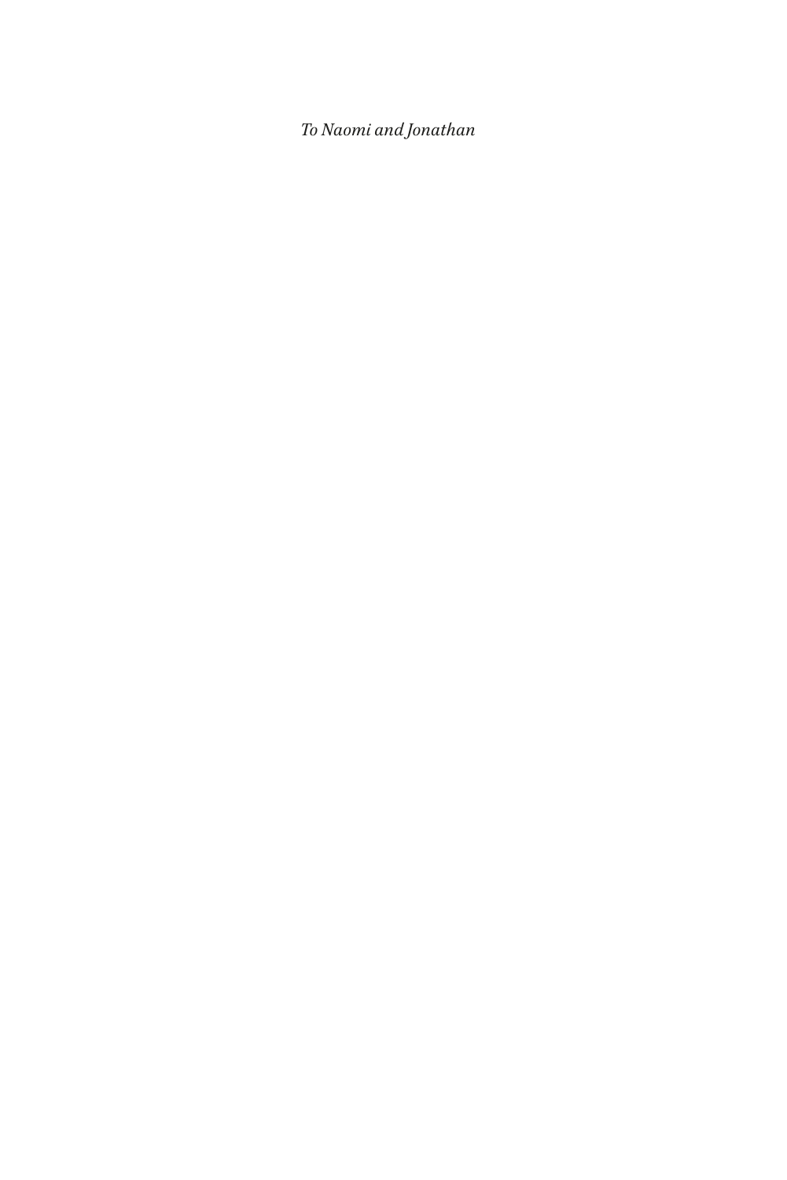*To Naomi and Jonathan*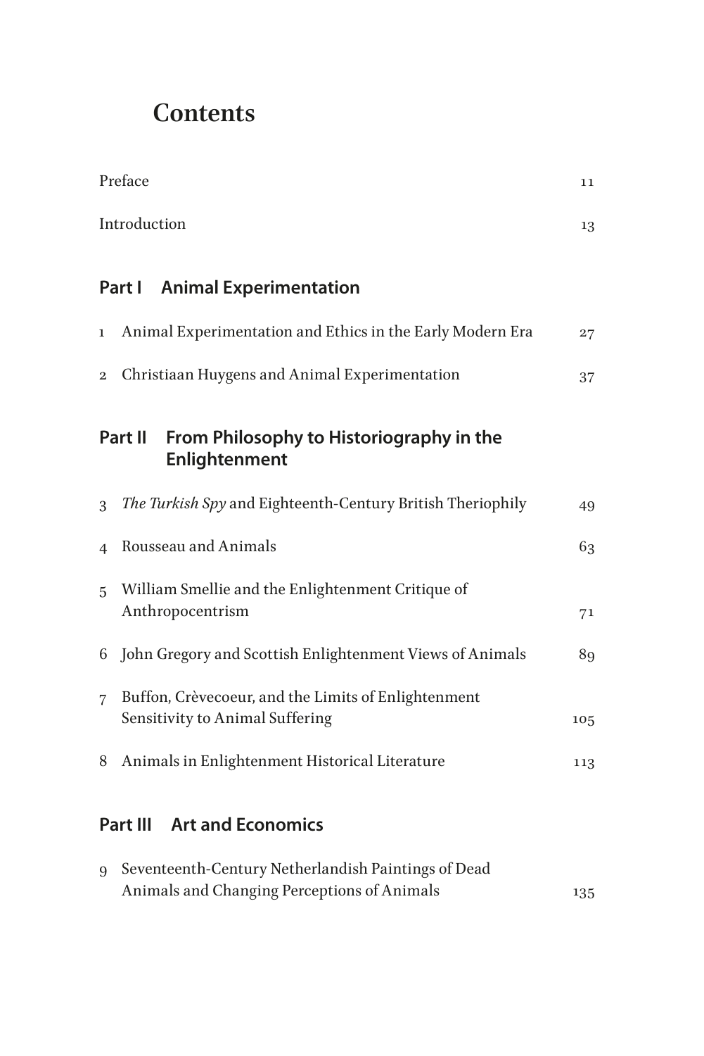# Contents

| | |
|---|---|
| Preface | 11 |
| Introduction | 13 |

## Part I Animal Experimentation

| | | |
|---|---|---|
| 1 | Animal Experimentation and Ethics in the Early Modern Era | 27 |
| 2 | Christiaan Huygens and Animal Experimentation | 37 |

## Part II From Philosophy to Historiography in the Enlightenment

| | | |
|---|---|---|
| 3 | *The Turkish Spy* and Eighteenth-Century British Theriophily | 49 |
| 4 | Rousseau and Animals | 63 |
| 5 | William Smellie and the Enlightenment Critique of Anthropocentrism | 71 |
| 6 | John Gregory and Scottish Enlightenment Views of Animals | 89 |
| 7 | Buffon, Crèvecoeur, and the Limits of Enlightenment Sensitivity to Animal Suffering | 105 |
| 8 | Animals in Enlightenment Historical Literature | 113 |

## Part III Art and Economics

| | | |
|---|---|---|
| 9 | Seventeenth-Century Netherlandish Paintings of Dead Animals and Changing Perceptions of Animals | 135 |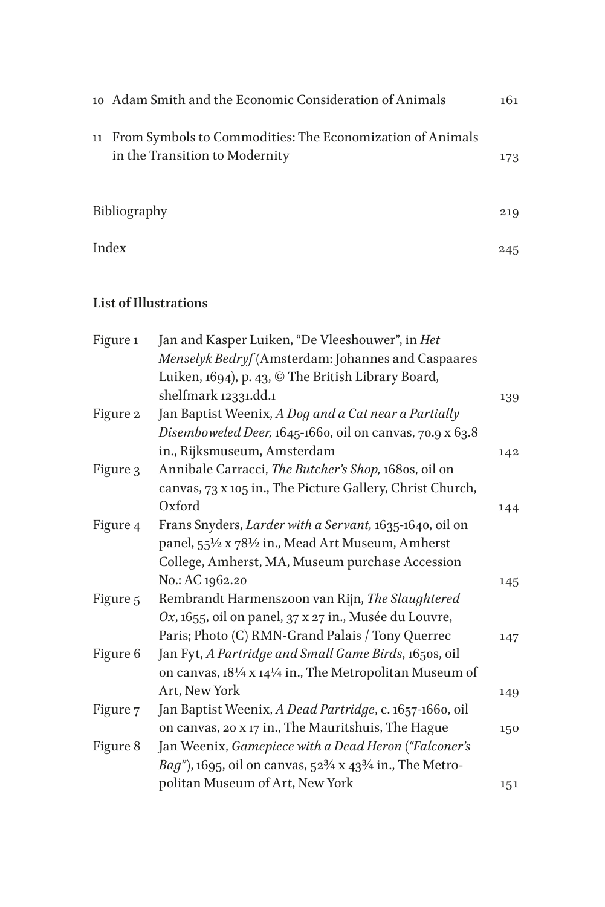10 Adam Smith and the Economic Consideration of Animals 161

11 From Symbols to Commodities: The Economization of Animals in the Transition to Modernity 173

Bibliography 219

Index 245

**List of Illustrations**

| | | |
|---|---|---|
| Figure 1 | Jan and Kasper Luiken, “De Vleeshouwer”, in *Het Menselyk Bedryf* (Amsterdam: Johannes and Caspaares Luiken, 1694), p. 43, © The British Library Board, shelfmark 12331.dd.1 | 139 |
| Figure 2 | Jan Baptist Weenix, *A Dog and a Cat near a Partially Disemboweled Deer,* 1645-1660, oil on canvas, 70.9 x 63.8 in., Rijksmuseum, Amsterdam | 142 |
| Figure 3 | Annibale Carracci, *The Butcher’s Shop,* 1680s, oil on canvas, 73 x 105 in., The Picture Gallery, Christ Church, Oxford | 144 |
| Figure 4 | Frans Snyders, *Larder with a Servant,* 1635-1640, oil on panel, 55½ x 78½ in., Mead Art Museum, Amherst College, Amherst, MA, Museum purchase Accession No.: AC 1962.20 | 145 |
| Figure 5 | Rembrandt Harmenszoon van Rijn, *The Slaughtered Ox*, 1655, oil on panel, 37 x 27 in., Musée du Louvre, Paris; Photo (C) RMN-Grand Palais / Tony Querrec | 147 |
| Figure 6 | Jan Fyt, *A Partridge and Small Game Birds*, 1650s, oil on canvas, 18¼ x 14¼ in., The Metropolitan Museum of Art, New York | 149 |
| Figure 7 | Jan Baptist Weenix, *A Dead Partridge*, c. 1657-1660, oil on canvas, 20 x 17 in., The Mauritshuis, The Hague | 150 |
| Figure 8 | Jan Weenix, *Gamepiece with a Dead Heron (“Falconer’s Bag”)*, 1695, oil on canvas, 52¾ x 43¾ in., The Metropolitan Museum of Art, New York | 151 |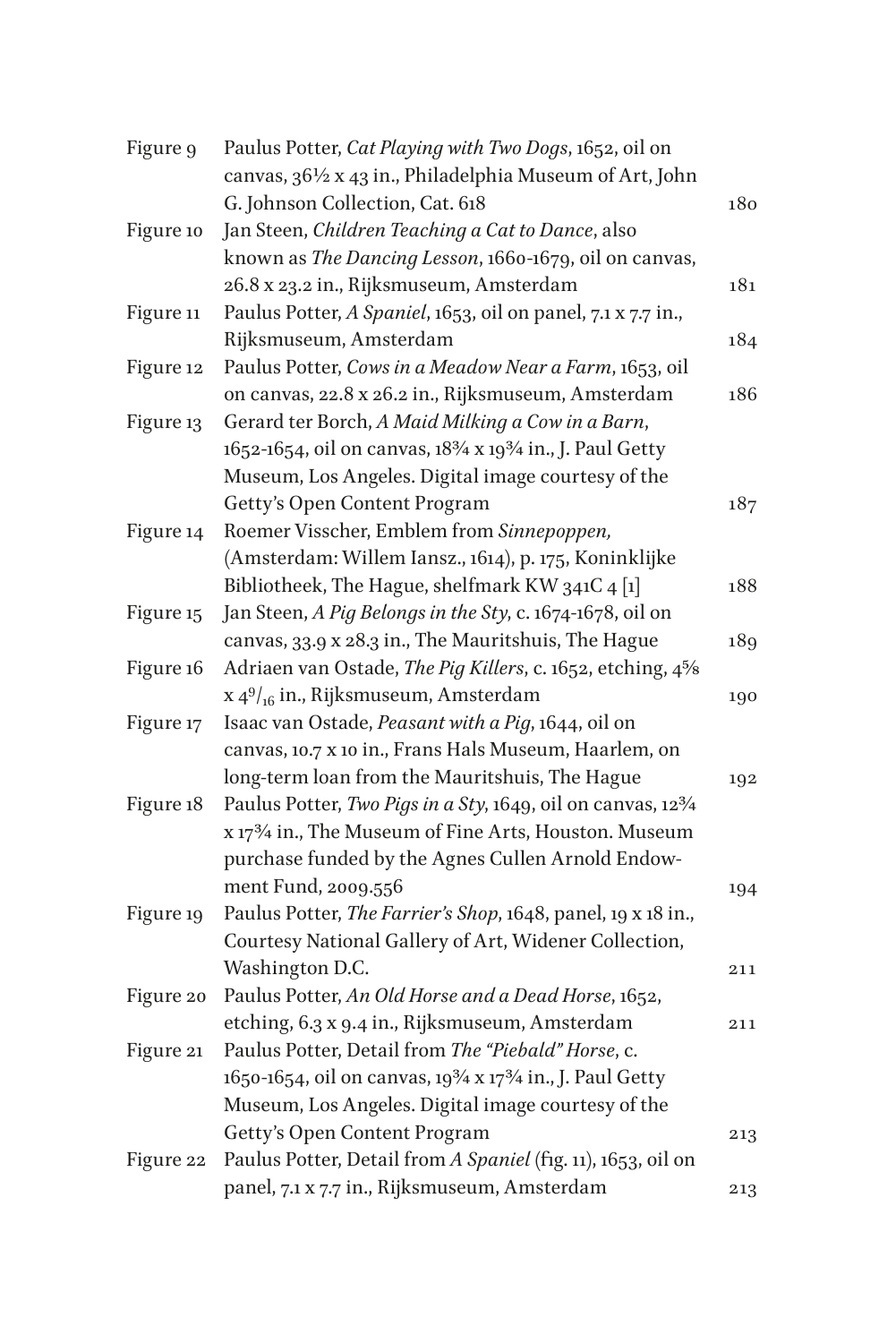| | | |
|---|---|---|
| Figure 9 | Paulus Potter, *Cat Playing with Two Dogs*, 1652, oil on canvas, 36½ x 43 in., Philadelphia Museum of Art, John G. Johnson Collection, Cat. 618 | 180 |
| Figure 10 | Jan Steen, *Children Teaching a Cat to Dance*, also known as *The Dancing Lesson*, 1660-1679, oil on canvas, 26.8 x 23.2 in., Rijksmuseum, Amsterdam | 181 |
| Figure 11 | Paulus Potter, *A Spaniel*, 1653, oil on panel, 7.1 x 7.7 in., Rijksmuseum, Amsterdam | 184 |
| Figure 12 | Paulus Potter, *Cows in a Meadow Near a Farm*, 1653, oil on canvas, 22.8 x 26.2 in., Rijksmuseum, Amsterdam | 186 |
| Figure 13 | Gerard ter Borch, *A Maid Milking a Cow in a Barn*, 1652-1654, oil on canvas, 18¾ x 19¾ in., J. Paul Getty Museum, Los Angeles. Digital image courtesy of the Getty's Open Content Program | 187 |
| Figure 14 | Roemer Visscher, Emblem from *Sinnepoppen,* (Amsterdam: Willem Iansz., 1614), p. 175, Koninklijke Bibliotheek, The Hague, shelfmark KW 341C 4 [1] | 188 |
| Figure 15 | Jan Steen, *A Pig Belongs in the Sty*, c. 1674-1678, oil on canvas, 33.9 x 28.3 in., The Mauritshuis, The Hague | 189 |
| Figure 16 | Adriaen van Ostade, *The Pig Killers*, c. 1652, etching, 4⅝ x 4 9/16 in., Rijksmuseum, Amsterdam | 190 |
| Figure 17 | Isaac van Ostade, *Peasant with a Pig*, 1644, oil on canvas, 10.7 x 10 in., Frans Hals Museum, Haarlem, on long-term loan from the Mauritshuis, The Hague | 192 |
| Figure 18 | Paulus Potter, *Two Pigs in a Sty*, 1649, oil on canvas, 12¾ x 17¾ in., The Museum of Fine Arts, Houston. Museum purchase funded by the Agnes Cullen Arnold Endowment Fund, 2009.556 | 194 |
| Figure 19 | Paulus Potter, *The Farrier's Shop*, 1648, panel, 19 x 18 in., Courtesy National Gallery of Art, Widener Collection, Washington D.C. | 211 |
| Figure 20 | Paulus Potter, *An Old Horse and a Dead Horse*, 1652, etching, 6.3 x 9.4 in., Rijksmuseum, Amsterdam | 211 |
| Figure 21 | Paulus Potter, Detail from *The "Piebald" Horse*, c. 1650-1654, oil on canvas, 19¾ x 17¾ in., J. Paul Getty Museum, Los Angeles. Digital image courtesy of the Getty's Open Content Program | 213 |
| Figure 22 | Paulus Potter, Detail from *A Spaniel* (fig. 11), 1653, oil on panel, 7.1 x 7.7 in., Rijksmuseum, Amsterdam | 213 |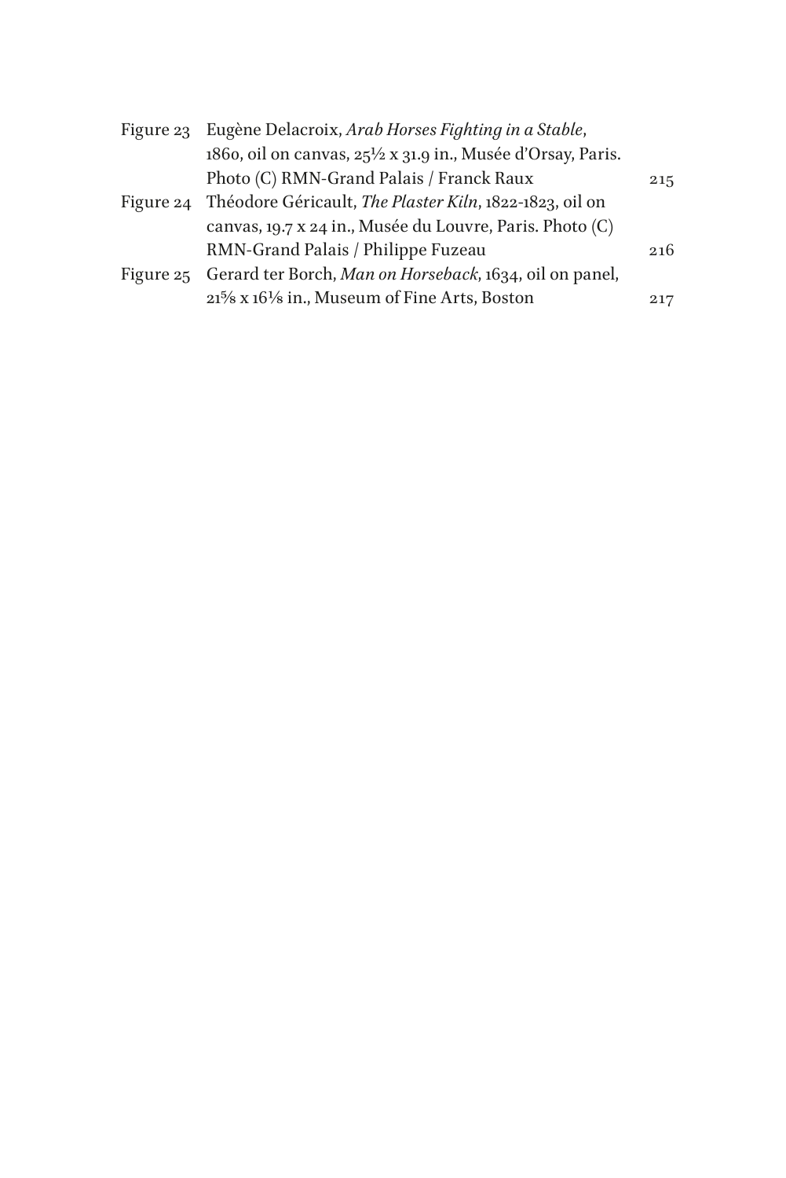Figure 23 Eugène Delacroix, *Arab Horses Fighting in a Stable*, 1860, oil on canvas, 25½ x 31.9 in., Musée d'Orsay, Paris. Photo (C) RMN-Grand Palais / Franck Raux 215

Figure 24 Théodore Géricault, *The Plaster Kiln*, 1822-1823, oil on canvas, 19.7 x 24 in., Musée du Louvre, Paris. Photo (C) RMN-Grand Palais / Philippe Fuzeau 216

Figure 25 Gerard ter Borch, *Man on Horseback*, 1634, oil on panel, 21⅝ x 16⅛ in., Museum of Fine Arts, Boston 217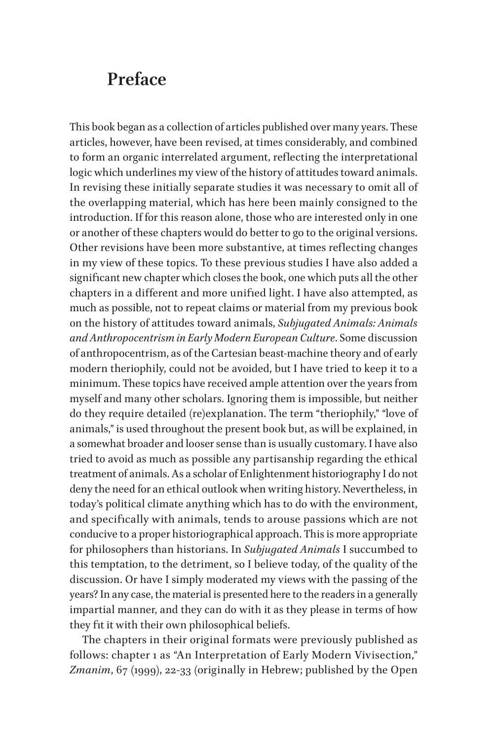# Preface

This book began as a collection of articles published over many years. These articles, however, have been revised, at times considerably, and combined to form an organic interrelated argument, reflecting the interpretational logic which underlines my view of the history of attitudes toward animals. In revising these initially separate studies it was necessary to omit all of the overlapping material, which has here been mainly consigned to the introduction. If for this reason alone, those who are interested only in one or another of these chapters would do better to go to the original versions. Other revisions have been more substantive, at times reflecting changes in my view of these topics. To these previous studies I have also added a significant new chapter which closes the book, one which puts all the other chapters in a different and more unified light. I have also attempted, as much as possible, not to repeat claims or material from my previous book on the history of attitudes toward animals, *Subjugated Animals: Animals and Anthropocentrism in Early Modern European Culture*. Some discussion of anthropocentrism, as of the Cartesian beast-machine theory and of early modern theriophily, could not be avoided, but I have tried to keep it to a minimum. These topics have received ample attention over the years from myself and many other scholars. Ignoring them is impossible, but neither do they require detailed (re)explanation. The term "theriophily," "love of animals," is used throughout the present book but, as will be explained, in a somewhat broader and looser sense than is usually customary. I have also tried to avoid as much as possible any partisanship regarding the ethical treatment of animals. As a scholar of Enlightenment historiography I do not deny the need for an ethical outlook when writing history. Nevertheless, in today's political climate anything which has to do with the environment, and specifically with animals, tends to arouse passions which are not conducive to a proper historiographical approach. This is more appropriate for philosophers than historians. In *Subjugated Animals* I succumbed to this temptation, to the detriment, so I believe today, of the quality of the discussion. Or have I simply moderated my views with the passing of the years? In any case, the material is presented here to the readers in a generally impartial manner, and they can do with it as they please in terms of how they fit it with their own philosophical beliefs.

The chapters in their original formats were previously published as follows: chapter 1 as "An Interpretation of Early Modern Vivisection," *Zmanim*, 67 (1999), 22-33 (originally in Hebrew; published by the Open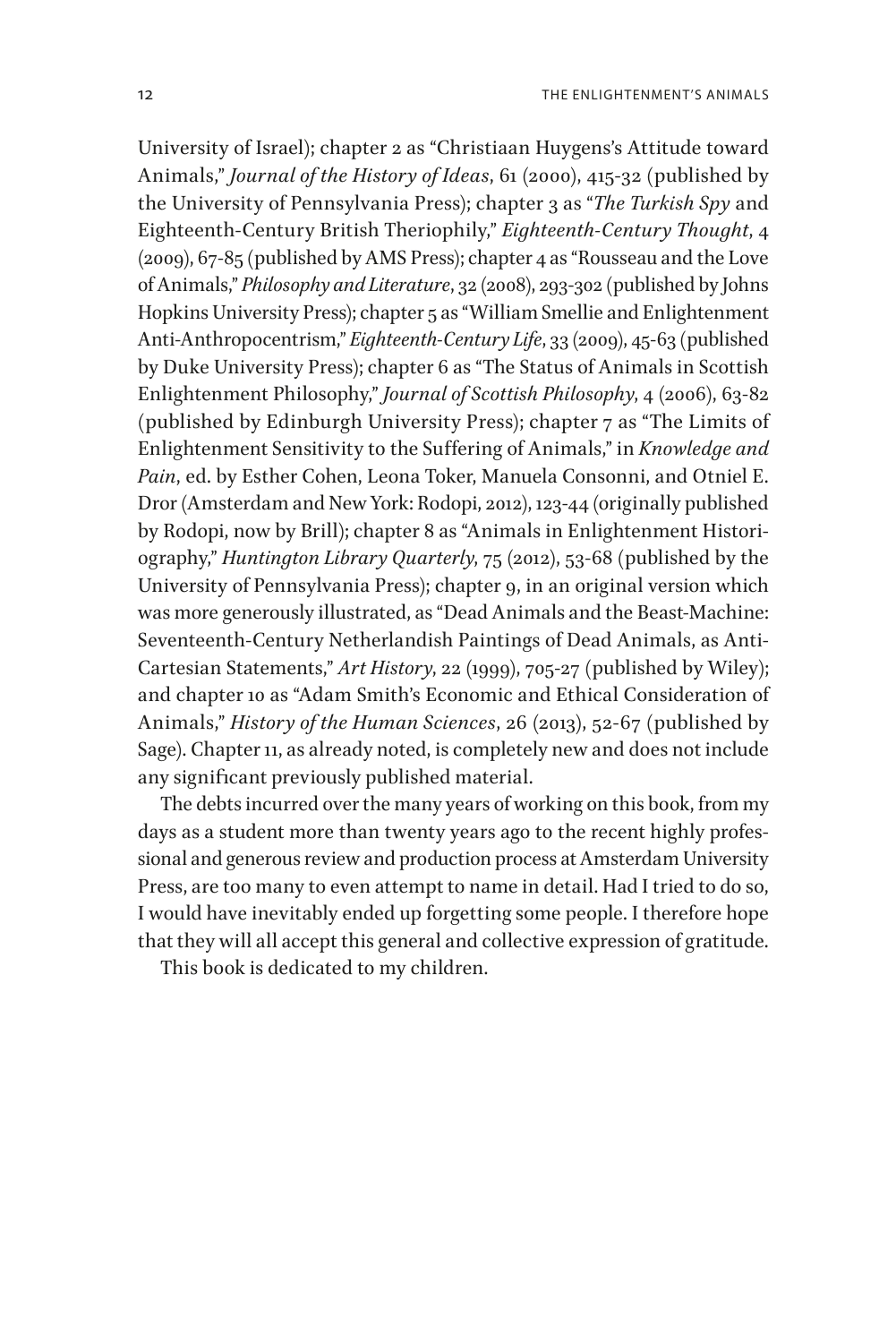University of Israel); chapter 2 as "Christiaan Huygens's Attitude toward Animals," *Journal of the History of Ideas*, 61 (2000), 415-32 (published by the University of Pennsylvania Press); chapter 3 as "*The Turkish Spy* and Eighteenth-Century British Theriophily," *Eighteenth-Century Thought*, 4 (2009), 67-85 (published by AMS Press); chapter 4 as "Rousseau and the Love of Animals," *Philosophy and Literature*, 32 (2008), 293-302 (published by Johns Hopkins University Press); chapter 5 as "William Smellie and Enlightenment Anti-Anthropocentrism," *Eighteenth-Century Life*, 33 (2009), 45-63 (published by Duke University Press); chapter 6 as "The Status of Animals in Scottish Enlightenment Philosophy," *Journal of Scottish Philosophy*, 4 (2006), 63-82 (published by Edinburgh University Press); chapter 7 as "The Limits of Enlightenment Sensitivity to the Suffering of Animals," in *Knowledge and Pain*, ed. by Esther Cohen, Leona Toker, Manuela Consonni, and Otniel E. Dror (Amsterdam and New York: Rodopi, 2012), 123-44 (originally published by Rodopi, now by Brill); chapter 8 as "Animals in Enlightenment Historiography," *Huntington Library Quarterly*, 75 (2012), 53-68 (published by the University of Pennsylvania Press); chapter 9, in an original version which was more generously illustrated, as "Dead Animals and the Beast-Machine: Seventeenth-Century Netherlandish Paintings of Dead Animals, as Anti-Cartesian Statements," *Art History*, 22 (1999), 705-27 (published by Wiley); and chapter 10 as "Adam Smith's Economic and Ethical Consideration of Animals," *History of the Human Sciences*, 26 (2013), 52-67 (published by Sage). Chapter 11, as already noted, is completely new and does not include any significant previously published material.

The debts incurred over the many years of working on this book, from my days as a student more than twenty years ago to the recent highly professional and generous review and production process at Amsterdam University Press, are too many to even attempt to name in detail. Had I tried to do so, I would have inevitably ended up forgetting some people. I therefore hope that they will all accept this general and collective expression of gratitude.

This book is dedicated to my children.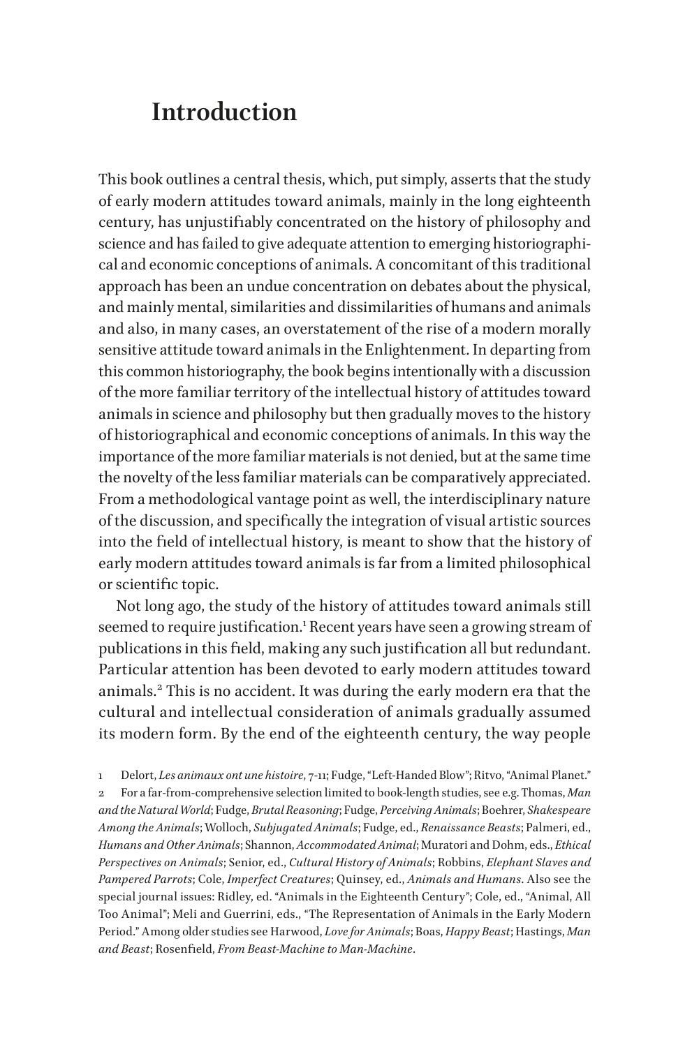# Introduction

This book outlines a central thesis, which, put simply, asserts that the study of early modern attitudes toward animals, mainly in the long eighteenth century, has unjustifiably concentrated on the history of philosophy and science and has failed to give adequate attention to emerging historiographical and economic conceptions of animals. A concomitant of this traditional approach has been an undue concentration on debates about the physical, and mainly mental, similarities and dissimilarities of humans and animals and also, in many cases, an overstatement of the rise of a modern morally sensitive attitude toward animals in the Enlightenment. In departing from this common historiography, the book begins intentionally with a discussion of the more familiar territory of the intellectual history of attitudes toward animals in science and philosophy but then gradually moves to the history of historiographical and economic conceptions of animals. In this way the importance of the more familiar materials is not denied, but at the same time the novelty of the less familiar materials can be comparatively appreciated. From a methodological vantage point as well, the interdisciplinary nature of the discussion, and specifically the integration of visual artistic sources into the field of intellectual history, is meant to show that the history of early modern attitudes toward animals is far from a limited philosophical or scientific topic.

Not long ago, the study of the history of attitudes toward animals still seemed to require justification.[1] Recent years have seen a growing stream of publications in this field, making any such justification all but redundant. Particular attention has been devoted to early modern attitudes toward animals.[2] This is no accident. It was during the early modern era that the cultural and intellectual consideration of animals gradually assumed its modern form. By the end of the eighteenth century, the way people

1 Delort, *Les animaux ont une histoire*, 7-11; Fudge, "Left-Handed Blow"; Ritvo, "Animal Planet."

2 For a far-from-comprehensive selection limited to book-length studies, see e.g. Thomas, *Man and the Natural World*; Fudge, *Brutal Reasoning*; Fudge, *Perceiving Animals*; Boehrer, *Shakespeare Among the Animals*; Wolloch, *Subjugated Animals*; Fudge, ed., *Renaissance Beasts*; Palmeri, ed., *Humans and Other Animals*; Shannon, *Accommodated Animal*; Muratori and Dohm, eds., *Ethical Perspectives on Animals*; Senior, ed., *Cultural History of Animals*; Robbins, *Elephant Slaves and Pampered Parrots*; Cole, *Imperfect Creatures*; Quinsey, ed., *Animals and Humans*. Also see the special journal issues: Ridley, ed. "Animals in the Eighteenth Century"; Cole, ed., "Animal, All Too Animal"; Meli and Guerrini, eds., "The Representation of Animals in the Early Modern Period." Among older studies see Harwood, *Love for Animals*; Boas, *Happy Beast*; Hastings, *Man and Beast*; Rosenfield, *From Beast-Machine to Man-Machine*.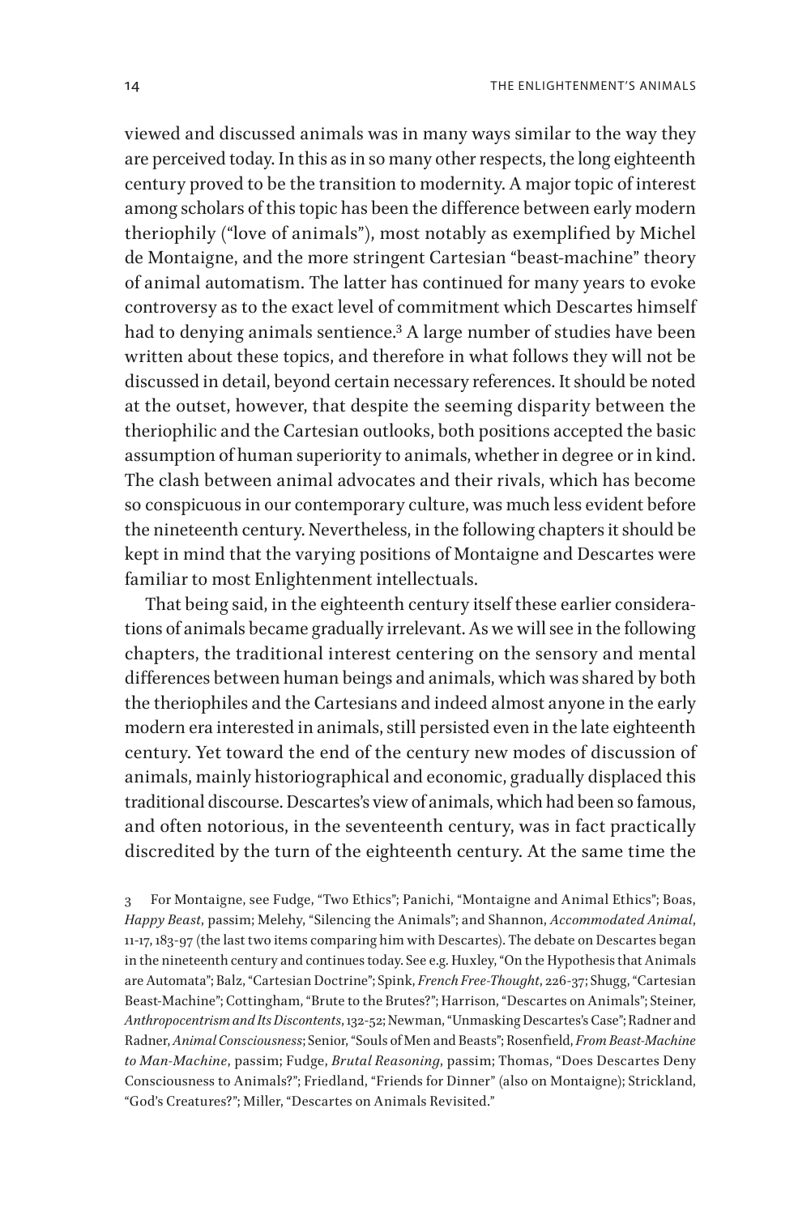viewed and discussed animals was in many ways similar to the way they are perceived today. In this as in so many other respects, the long eighteenth century proved to be the transition to modernity. A major topic of interest among scholars of this topic has been the difference between early modern theriophily ("love of animals"), most notably as exemplified by Michel de Montaigne, and the more stringent Cartesian "beast-machine" theory of animal automatism. The latter has continued for many years to evoke controversy as to the exact level of commitment which Descartes himself had to denying animals sentience.[3] A large number of studies have been written about these topics, and therefore in what follows they will not be discussed in detail, beyond certain necessary references. It should be noted at the outset, however, that despite the seeming disparity between the theriophilic and the Cartesian outlooks, both positions accepted the basic assumption of human superiority to animals, whether in degree or in kind. The clash between animal advocates and their rivals, which has become so conspicuous in our contemporary culture, was much less evident before the nineteenth century. Nevertheless, in the following chapters it should be kept in mind that the varying positions of Montaigne and Descartes were familiar to most Enlightenment intellectuals.

That being said, in the eighteenth century itself these earlier considerations of animals became gradually irrelevant. As we will see in the following chapters, the traditional interest centering on the sensory and mental differences between human beings and animals, which was shared by both the theriophiles and the Cartesians and indeed almost anyone in the early modern era interested in animals, still persisted even in the late eighteenth century. Yet toward the end of the century new modes of discussion of animals, mainly historiographical and economic, gradually displaced this traditional discourse. Descartes's view of animals, which had been so famous, and often notorious, in the seventeenth century, was in fact practically discredited by the turn of the eighteenth century. At the same time the

3 For Montaigne, see Fudge, "Two Ethics"; Panichi, "Montaigne and Animal Ethics"; Boas, *Happy Beast*, passim; Melehy, "Silencing the Animals"; and Shannon, *Accommodated Animal*, 11-17, 183-97 (the last two items comparing him with Descartes). The debate on Descartes began in the nineteenth century and continues today. See e.g. Huxley, "On the Hypothesis that Animals are Automata"; Balz, "Cartesian Doctrine"; Spink, *French Free-Thought*, 226-37; Shugg, "Cartesian Beast-Machine"; Cottingham, "Brute to the Brutes?"; Harrison, "Descartes on Animals"; Steiner, *Anthropocentrism and Its Discontents*, 132-52; Newman, "Unmasking Descartes's Case"; Radner and Radner, *Animal Consciousness*; Senior, "Souls of Men and Beasts"; Rosenfield, *From Beast-Machine to Man-Machine*, passim; Fudge, *Brutal Reasoning*, passim; Thomas, "Does Descartes Deny Consciousness to Animals?"; Friedland, "Friends for Dinner" (also on Montaigne); Strickland, "God's Creatures?"; Miller, "Descartes on Animals Revisited."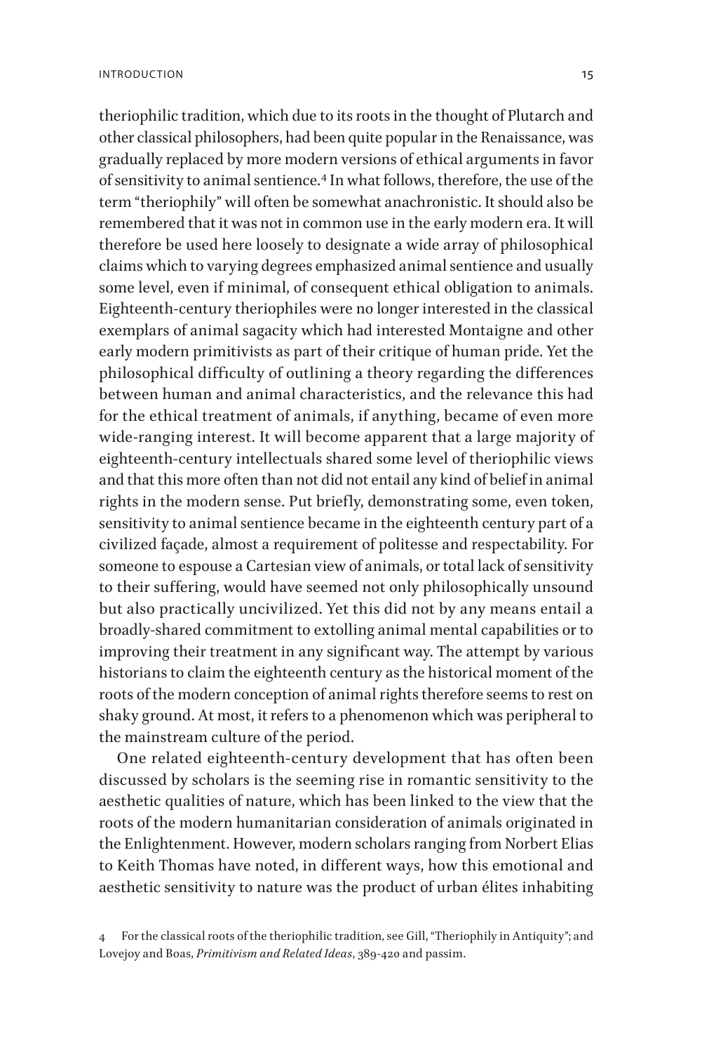theriophilic tradition, which due to its roots in the thought of Plutarch and other classical philosophers, had been quite popular in the Renaissance, was gradually replaced by more modern versions of ethical arguments in favor of sensitivity to animal sentience.[4] In what follows, therefore, the use of the term "theriophily" will often be somewhat anachronistic. It should also be remembered that it was not in common use in the early modern era. It will therefore be used here loosely to designate a wide array of philosophical claims which to varying degrees emphasized animal sentience and usually some level, even if minimal, of consequent ethical obligation to animals. Eighteenth-century theriophiles were no longer interested in the classical exemplars of animal sagacity which had interested Montaigne and other early modern primitivists as part of their critique of human pride. Yet the philosophical difficulty of outlining a theory regarding the differences between human and animal characteristics, and the relevance this had for the ethical treatment of animals, if anything, became of even more wide-ranging interest. It will become apparent that a large majority of eighteenth-century intellectuals shared some level of theriophilic views and that this more often than not did not entail any kind of belief in animal rights in the modern sense. Put briefly, demonstrating some, even token, sensitivity to animal sentience became in the eighteenth century part of a civilized façade, almost a requirement of politesse and respectability. For someone to espouse a Cartesian view of animals, or total lack of sensitivity to their suffering, would have seemed not only philosophically unsound but also practically uncivilized. Yet this did not by any means entail a broadly-shared commitment to extolling animal mental capabilities or to improving their treatment in any significant way. The attempt by various historians to claim the eighteenth century as the historical moment of the roots of the modern conception of animal rights therefore seems to rest on shaky ground. At most, it refers to a phenomenon which was peripheral to the mainstream culture of the period.

One related eighteenth-century development that has often been discussed by scholars is the seeming rise in romantic sensitivity to the aesthetic qualities of nature, which has been linked to the view that the roots of the modern humanitarian consideration of animals originated in the Enlightenment. However, modern scholars ranging from Norbert Elias to Keith Thomas have noted, in different ways, how this emotional and aesthetic sensitivity to nature was the product of urban élites inhabiting

4 For the classical roots of the theriophilic tradition, see Gill, "Theriophily in Antiquity"; and Lovejoy and Boas, *Primitivism and Related Ideas*, 389-420 and passim.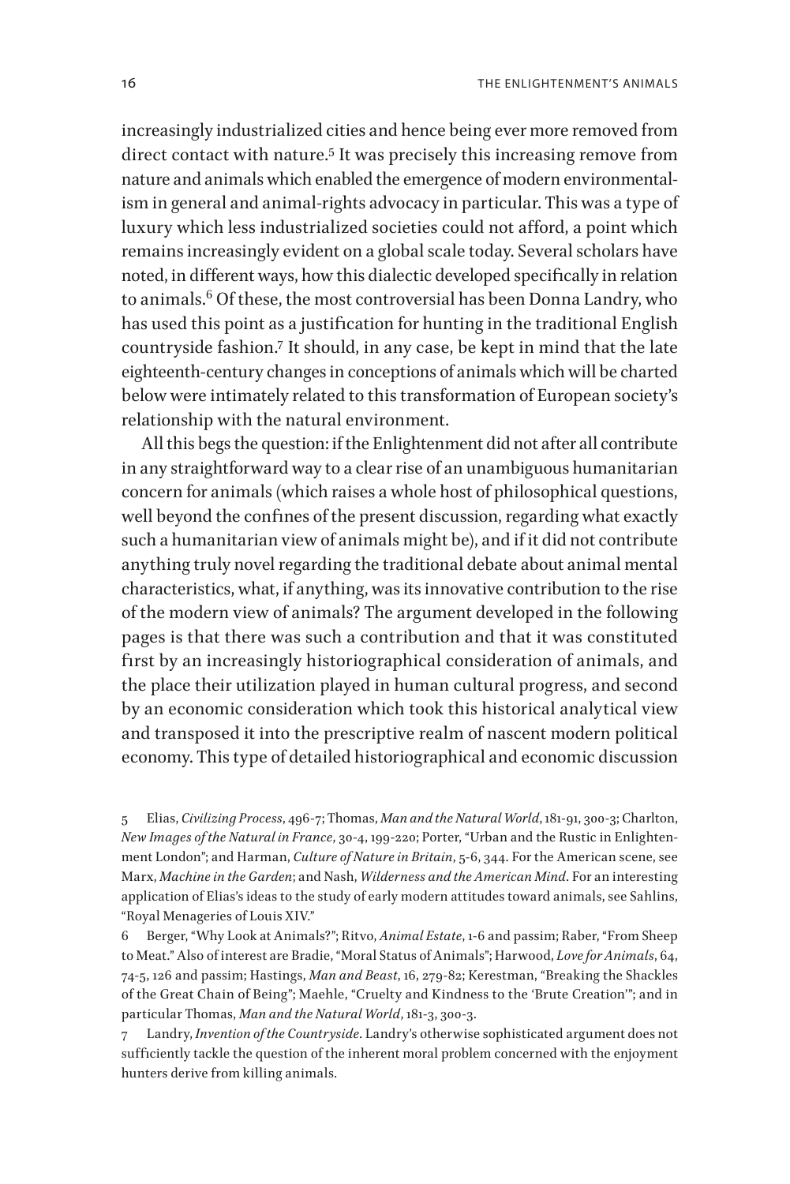increasingly industrialized cities and hence being ever more removed from direct contact with nature.[5] It was precisely this increasing remove from nature and animals which enabled the emergence of modern environmentalism in general and animal-rights advocacy in particular. This was a type of luxury which less industrialized societies could not afford, a point which remains increasingly evident on a global scale today. Several scholars have noted, in different ways, how this dialectic developed specifically in relation to animals.[6] Of these, the most controversial has been Donna Landry, who has used this point as a justification for hunting in the traditional English countryside fashion.[7] It should, in any case, be kept in mind that the late eighteenth-century changes in conceptions of animals which will be charted below were intimately related to this transformation of European society's relationship with the natural environment.

All this begs the question: if the Enlightenment did not after all contribute in any straightforward way to a clear rise of an unambiguous humanitarian concern for animals (which raises a whole host of philosophical questions, well beyond the confines of the present discussion, regarding what exactly such a humanitarian view of animals might be), and if it did not contribute anything truly novel regarding the traditional debate about animal mental characteristics, what, if anything, was its innovative contribution to the rise of the modern view of animals? The argument developed in the following pages is that there was such a contribution and that it was constituted first by an increasingly historiographical consideration of animals, and the place their utilization played in human cultural progress, and second by an economic consideration which took this historical analytical view and transposed it into the prescriptive realm of nascent modern political economy. This type of detailed historiographical and economic discussion

5 Elias, *Civilizing Process*, 496-7; Thomas, *Man and the Natural World*, 181-91, 300-3; Charlton, *New Images of the Natural in France*, 30-4, 199-220; Porter, "Urban and the Rustic in Enlightenment London"; and Harman, *Culture of Nature in Britain*, 5-6, 344. For the American scene, see Marx, *Machine in the Garden*; and Nash, *Wilderness and the American Mind*. For an interesting application of Elias's ideas to the study of early modern attitudes toward animals, see Sahlins, "Royal Menageries of Louis XIV."

6 Berger, "Why Look at Animals?"; Ritvo, *Animal Estate*, 1-6 and passim; Raber, "From Sheep to Meat." Also of interest are Bradie, "Moral Status of Animals"; Harwood, *Love for Animals*, 64, 74-5, 126 and passim; Hastings, *Man and Beast*, 16, 279-82; Kerestman, "Breaking the Shackles of the Great Chain of Being"; Maehle, "Cruelty and Kindness to the 'Brute Creation'"; and in particular Thomas, *Man and the Natural World*, 181-3, 300-3.

7 Landry, *Invention of the Countryside*. Landry's otherwise sophisticated argument does not sufficiently tackle the question of the inherent moral problem concerned with the enjoyment hunters derive from killing animals.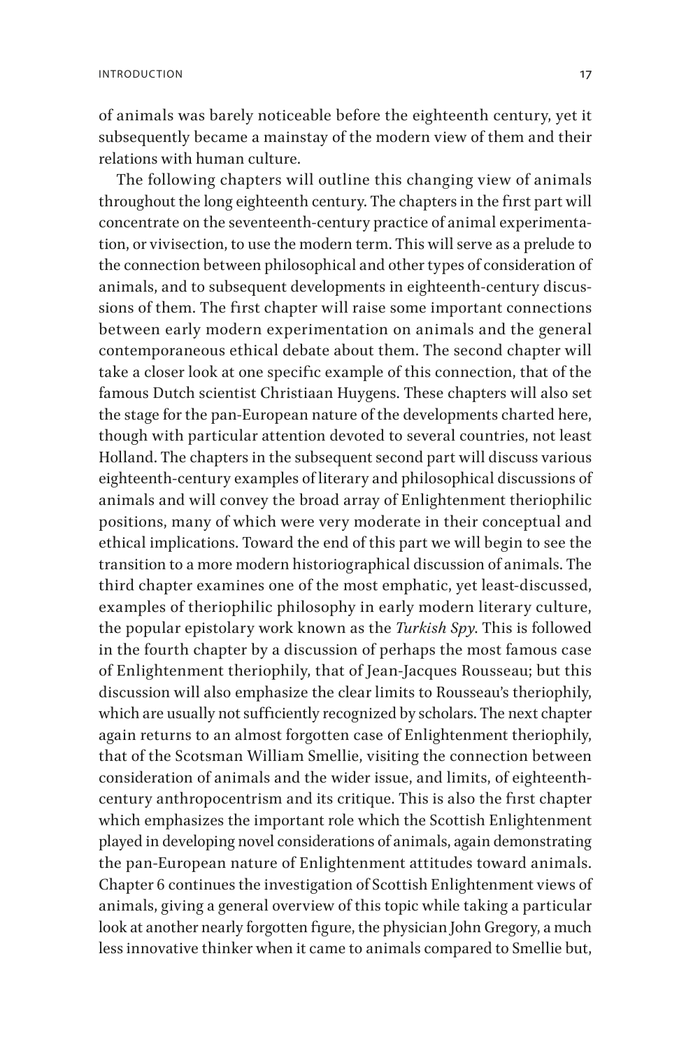of animals was barely noticeable before the eighteenth century, yet it subsequently became a mainstay of the modern view of them and their relations with human culture.

The following chapters will outline this changing view of animals throughout the long eighteenth century. The chapters in the first part will concentrate on the seventeenth-century practice of animal experimentation, or vivisection, to use the modern term. This will serve as a prelude to the connection between philosophical and other types of consideration of animals, and to subsequent developments in eighteenth-century discussions of them. The first chapter will raise some important connections between early modern experimentation on animals and the general contemporaneous ethical debate about them. The second chapter will take a closer look at one specific example of this connection, that of the famous Dutch scientist Christiaan Huygens. These chapters will also set the stage for the pan-European nature of the developments charted here, though with particular attention devoted to several countries, not least Holland. The chapters in the subsequent second part will discuss various eighteenth-century examples of literary and philosophical discussions of animals and will convey the broad array of Enlightenment theriophilic positions, many of which were very moderate in their conceptual and ethical implications. Toward the end of this part we will begin to see the transition to a more modern historiographical discussion of animals. The third chapter examines one of the most emphatic, yet least-discussed, examples of theriophilic philosophy in early modern literary culture, the popular epistolary work known as the *Turkish Spy*. This is followed in the fourth chapter by a discussion of perhaps the most famous case of Enlightenment theriophily, that of Jean-Jacques Rousseau; but this discussion will also emphasize the clear limits to Rousseau's theriophily, which are usually not sufficiently recognized by scholars. The next chapter again returns to an almost forgotten case of Enlightenment theriophily, that of the Scotsman William Smellie, visiting the connection between consideration of animals and the wider issue, and limits, of eighteenth-century anthropocentrism and its critique. This is also the first chapter which emphasizes the important role which the Scottish Enlightenment played in developing novel considerations of animals, again demonstrating the pan-European nature of Enlightenment attitudes toward animals. Chapter 6 continues the investigation of Scottish Enlightenment views of animals, giving a general overview of this topic while taking a particular look at another nearly forgotten figure, the physician John Gregory, a much less innovative thinker when it came to animals compared to Smellie but,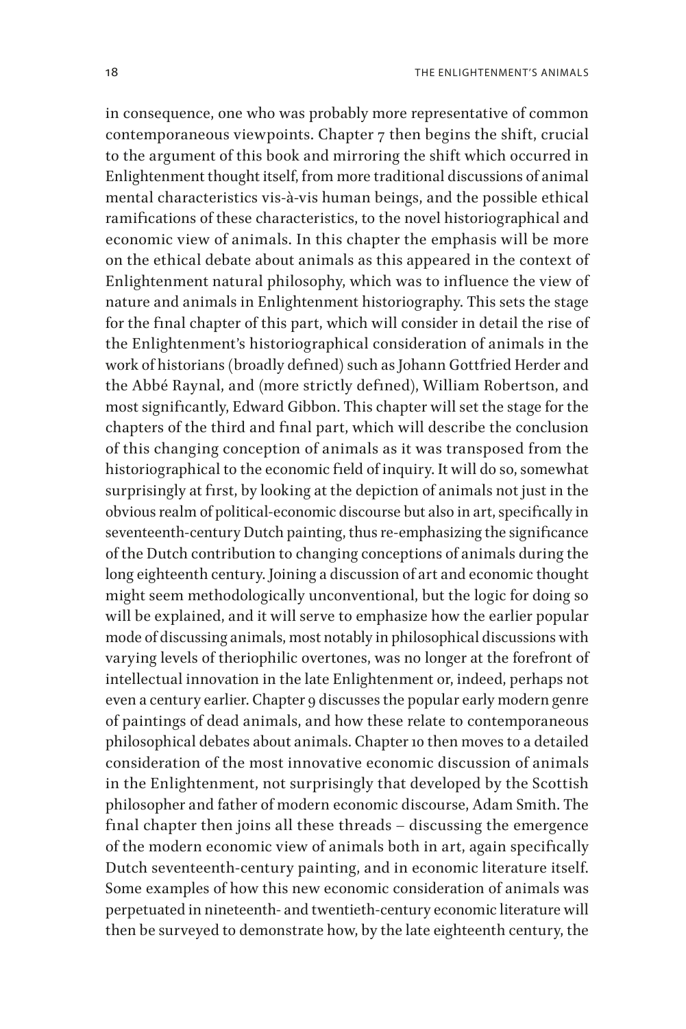in consequence, one who was probably more representative of common contemporaneous viewpoints. Chapter 7 then begins the shift, crucial to the argument of this book and mirroring the shift which occurred in Enlightenment thought itself, from more traditional discussions of animal mental characteristics vis-à-vis human beings, and the possible ethical ramifications of these characteristics, to the novel historiographical and economic view of animals. In this chapter the emphasis will be more on the ethical debate about animals as this appeared in the context of Enlightenment natural philosophy, which was to influence the view of nature and animals in Enlightenment historiography. This sets the stage for the final chapter of this part, which will consider in detail the rise of the Enlightenment's historiographical consideration of animals in the work of historians (broadly defined) such as Johann Gottfried Herder and the Abbé Raynal, and (more strictly defined), William Robertson, and most significantly, Edward Gibbon. This chapter will set the stage for the chapters of the third and final part, which will describe the conclusion of this changing conception of animals as it was transposed from the historiographical to the economic field of inquiry. It will do so, somewhat surprisingly at first, by looking at the depiction of animals not just in the obvious realm of political-economic discourse but also in art, specifically in seventeenth-century Dutch painting, thus re-emphasizing the significance of the Dutch contribution to changing conceptions of animals during the long eighteenth century. Joining a discussion of art and economic thought might seem methodologically unconventional, but the logic for doing so will be explained, and it will serve to emphasize how the earlier popular mode of discussing animals, most notably in philosophical discussions with varying levels of theriophilic overtones, was no longer at the forefront of intellectual innovation in the late Enlightenment or, indeed, perhaps not even a century earlier. Chapter 9 discusses the popular early modern genre of paintings of dead animals, and how these relate to contemporaneous philosophical debates about animals. Chapter 10 then moves to a detailed consideration of the most innovative economic discussion of animals in the Enlightenment, not surprisingly that developed by the Scottish philosopher and father of modern economic discourse, Adam Smith. The final chapter then joins all these threads – discussing the emergence of the modern economic view of animals both in art, again specifically Dutch seventeenth-century painting, and in economic literature itself. Some examples of how this new economic consideration of animals was perpetuated in nineteenth- and twentieth-century economic literature will then be surveyed to demonstrate how, by the late eighteenth century, the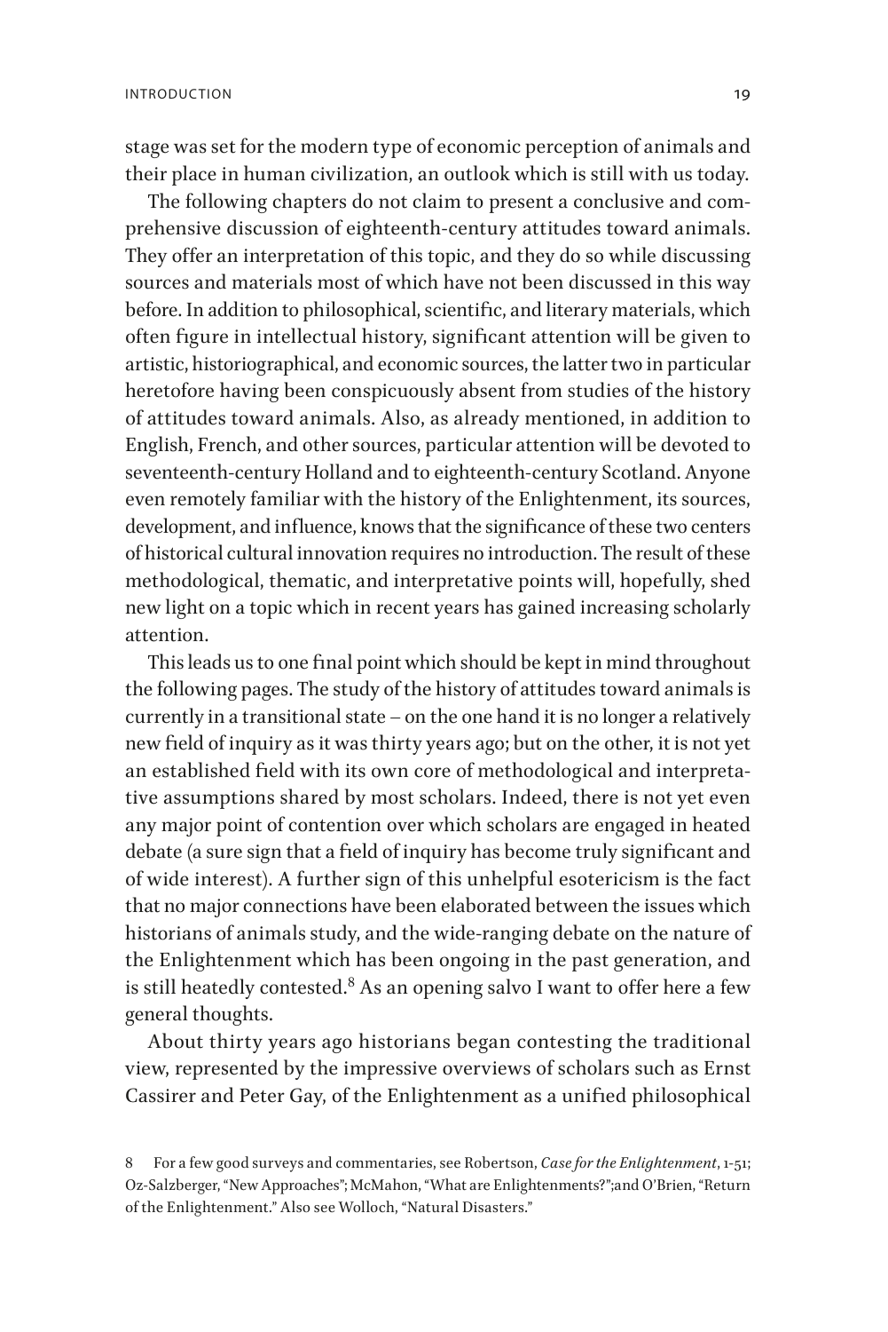stage was set for the modern type of economic perception of animals and their place in human civilization, an outlook which is still with us today.

The following chapters do not claim to present a conclusive and comprehensive discussion of eighteenth-century attitudes toward animals. They offer an interpretation of this topic, and they do so while discussing sources and materials most of which have not been discussed in this way before. In addition to philosophical, scientific, and literary materials, which often figure in intellectual history, significant attention will be given to artistic, historiographical, and economic sources, the latter two in particular heretofore having been conspicuously absent from studies of the history of attitudes toward animals. Also, as already mentioned, in addition to English, French, and other sources, particular attention will be devoted to seventeenth-century Holland and to eighteenth-century Scotland. Anyone even remotely familiar with the history of the Enlightenment, its sources, development, and influence, knows that the significance of these two centers of historical cultural innovation requires no introduction. The result of these methodological, thematic, and interpretative points will, hopefully, shed new light on a topic which in recent years has gained increasing scholarly attention.

This leads us to one final point which should be kept in mind throughout the following pages. The study of the history of attitudes toward animals is currently in a transitional state – on the one hand it is no longer a relatively new field of inquiry as it was thirty years ago; but on the other, it is not yet an established field with its own core of methodological and interpretative assumptions shared by most scholars. Indeed, there is not yet even any major point of contention over which scholars are engaged in heated debate (a sure sign that a field of inquiry has become truly significant and of wide interest). A further sign of this unhelpful esotericism is the fact that no major connections have been elaborated between the issues which historians of animals study, and the wide-ranging debate on the nature of the Enlightenment which has been ongoing in the past generation, and is still heatedly contested.[8] As an opening salvo I want to offer here a few general thoughts.

About thirty years ago historians began contesting the traditional view, represented by the impressive overviews of scholars such as Ernst Cassirer and Peter Gay, of the Enlightenment as a unified philosophical

8 For a few good surveys and commentaries, see Robertson, *Case for the Enlightenment*, 1-51; Oz-Salzberger, "New Approaches"; McMahon, "What are Enlightenments?";and O'Brien, "Return of the Enlightenment." Also see Wolloch, "Natural Disasters."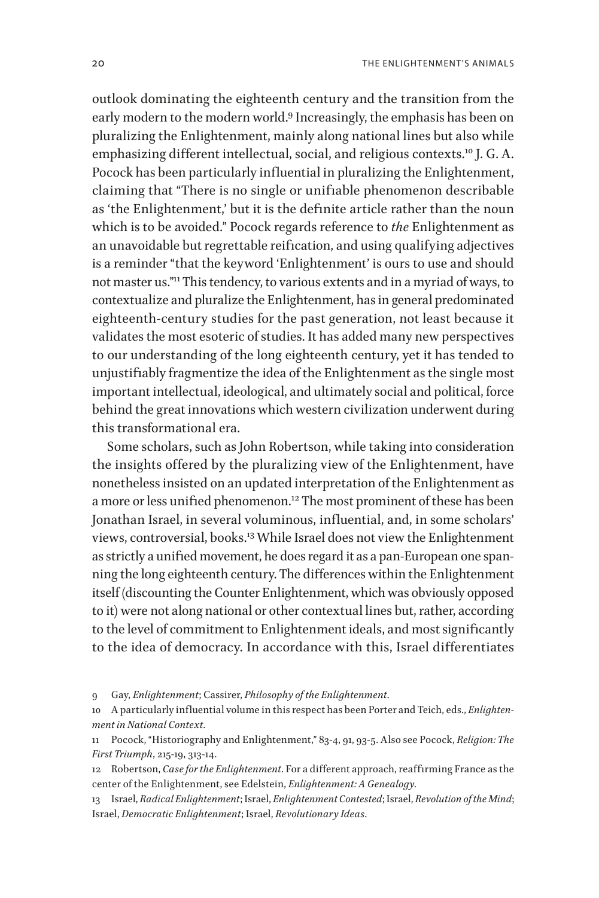outlook dominating the eighteenth century and the transition from the early modern to the modern world.[9] Increasingly, the emphasis has been on pluralizing the Enlightenment, mainly along national lines but also while emphasizing different intellectual, social, and religious contexts.[10] J. G. A. Pocock has been particularly influential in pluralizing the Enlightenment, claiming that "There is no single or unifiable phenomenon describable as 'the Enlightenment,' but it is the definite article rather than the noun which is to be avoided." Pocock regards reference to *the* Enlightenment as an unavoidable but regrettable reification, and using qualifying adjectives is a reminder "that the keyword 'Enlightenment' is ours to use and should not master us."[11] This tendency, to various extents and in a myriad of ways, to contextualize and pluralize the Enlightenment, has in general predominated eighteenth-century studies for the past generation, not least because it validates the most esoteric of studies. It has added many new perspectives to our understanding of the long eighteenth century, yet it has tended to unjustifiably fragmentize the idea of the Enlightenment as the single most important intellectual, ideological, and ultimately social and political, force behind the great innovations which western civilization underwent during this transformational era.

Some scholars, such as John Robertson, while taking into consideration the insights offered by the pluralizing view of the Enlightenment, have nonetheless insisted on an updated interpretation of the Enlightenment as a more or less unified phenomenon.[12] The most prominent of these has been Jonathan Israel, in several voluminous, influential, and, in some scholars' views, controversial, books.[13] While Israel does not view the Enlightenment as strictly a unified movement, he does regard it as a pan-European one spanning the long eighteenth century. The differences within the Enlightenment itself (discounting the Counter Enlightenment, which was obviously opposed to it) were not along national or other contextual lines but, rather, according to the level of commitment to Enlightenment ideals, and most significantly to the idea of democracy. In accordance with this, Israel differentiates

9 Gay, *Enlightenment*; Cassirer, *Philosophy of the Enlightenment*.

10 A particularly influential volume in this respect has been Porter and Teich, eds., *Enlightenment in National Context*.

11 Pocock, "Historiography and Enlightenment," 83-4, 91, 93-5. Also see Pocock, *Religion: The First Triumph*, 215-19, 313-14.

12 Robertson, *Case for the Enlightenment*. For a different approach, reaffirming France as the center of the Enlightenment, see Edelstein, *Enlightenment: A Genealogy*.

13 Israel, *Radical Enlightenment*; Israel, *Enlightenment Contested*; Israel, *Revolution of the Mind*; Israel, *Democratic Enlightenment*; Israel, *Revolutionary Ideas*.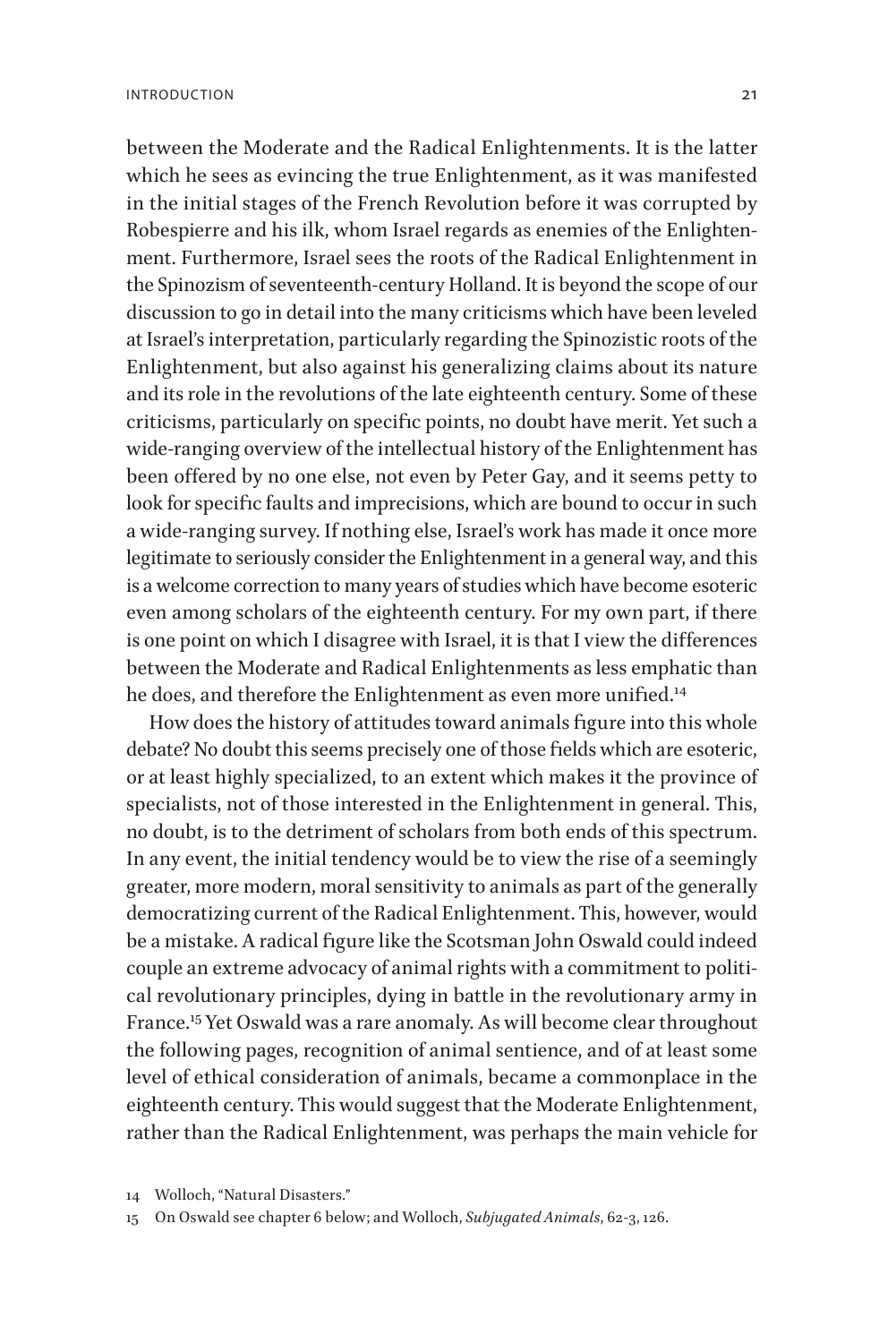between the Moderate and the Radical Enlightenments. It is the latter which he sees as evincing the true Enlightenment, as it was manifested in the initial stages of the French Revolution before it was corrupted by Robespierre and his ilk, whom Israel regards as enemies of the Enlightenment. Furthermore, Israel sees the roots of the Radical Enlightenment in the Spinozism of seventeenth-century Holland. It is beyond the scope of our discussion to go in detail into the many criticisms which have been leveled at Israel's interpretation, particularly regarding the Spinozistic roots of the Enlightenment, but also against his generalizing claims about its nature and its role in the revolutions of the late eighteenth century. Some of these criticisms, particularly on specific points, no doubt have merit. Yet such a wide-ranging overview of the intellectual history of the Enlightenment has been offered by no one else, not even by Peter Gay, and it seems petty to look for specific faults and imprecisions, which are bound to occur in such a wide-ranging survey. If nothing else, Israel's work has made it once more legitimate to seriously consider the Enlightenment in a general way, and this is a welcome correction to many years of studies which have become esoteric even among scholars of the eighteenth century. For my own part, if there is one point on which I disagree with Israel, it is that I view the differences between the Moderate and Radical Enlightenments as less emphatic than he does, and therefore the Enlightenment as even more unified.[14]

How does the history of attitudes toward animals figure into this whole debate? No doubt this seems precisely one of those fields which are esoteric, or at least highly specialized, to an extent which makes it the province of specialists, not of those interested in the Enlightenment in general. This, no doubt, is to the detriment of scholars from both ends of this spectrum. In any event, the initial tendency would be to view the rise of a seemingly greater, more modern, moral sensitivity to animals as part of the generally democratizing current of the Radical Enlightenment. This, however, would be a mistake. A radical figure like the Scotsman John Oswald could indeed couple an extreme advocacy of animal rights with a commitment to political revolutionary principles, dying in battle in the revolutionary army in France.[15] Yet Oswald was a rare anomaly. As will become clear throughout the following pages, recognition of animal sentience, and of at least some level of ethical consideration of animals, became a commonplace in the eighteenth century. This would suggest that the Moderate Enlightenment, rather than the Radical Enlightenment, was perhaps the main vehicle for

14 Wolloch, "Natural Disasters."

15 On Oswald see chapter 6 below; and Wolloch, *Subjugated Animals*, 62-3, 126.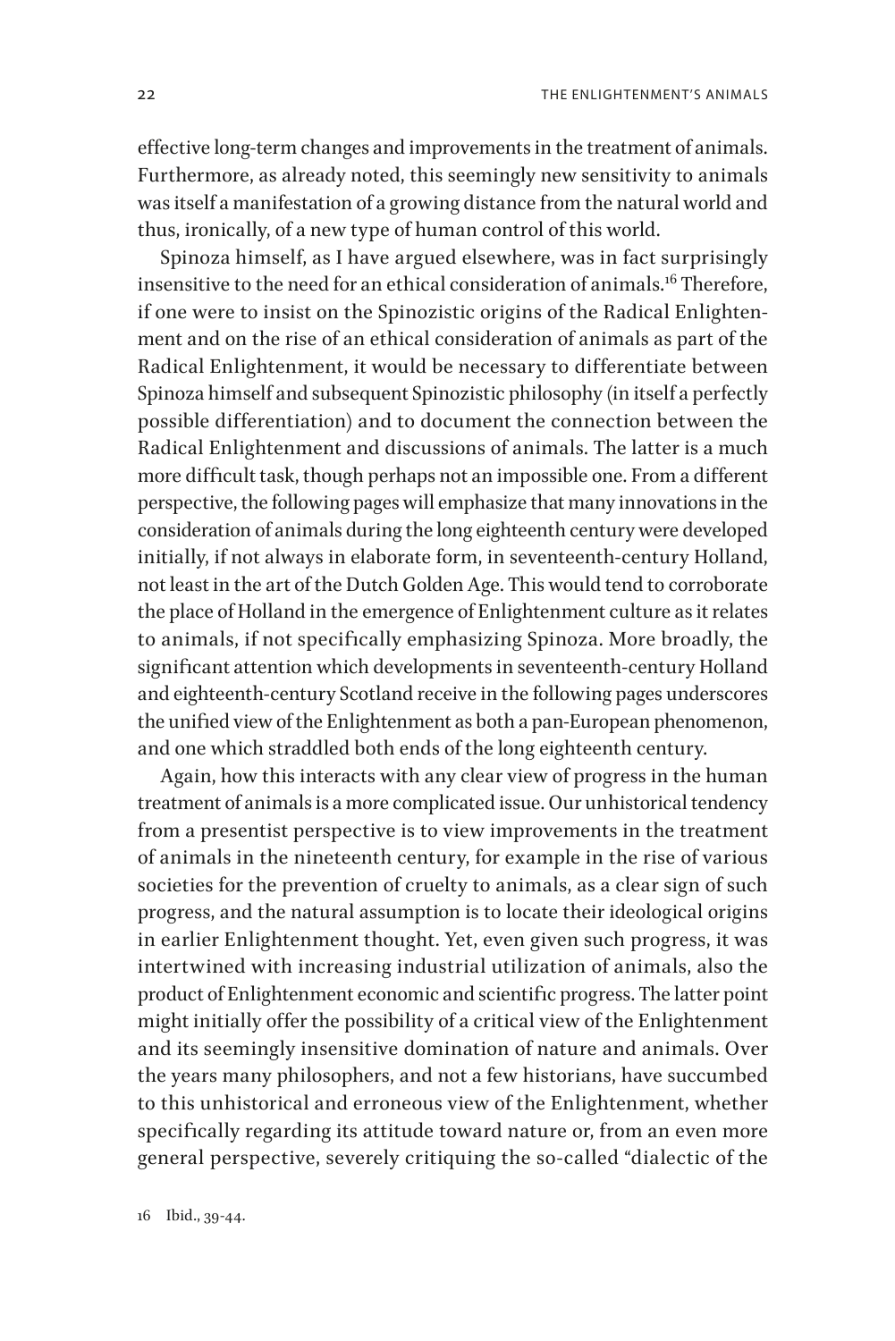effective long-term changes and improvements in the treatment of animals. Furthermore, as already noted, this seemingly new sensitivity to animals was itself a manifestation of a growing distance from the natural world and thus, ironically, of a new type of human control of this world.

Spinoza himself, as I have argued elsewhere, was in fact surprisingly insensitive to the need for an ethical consideration of animals.[16] Therefore, if one were to insist on the Spinozistic origins of the Radical Enlightenment and on the rise of an ethical consideration of animals as part of the Radical Enlightenment, it would be necessary to differentiate between Spinoza himself and subsequent Spinozistic philosophy (in itself a perfectly possible differentiation) and to document the connection between the Radical Enlightenment and discussions of animals. The latter is a much more difficult task, though perhaps not an impossible one. From a different perspective, the following pages will emphasize that many innovations in the consideration of animals during the long eighteenth century were developed initially, if not always in elaborate form, in seventeenth-century Holland, not least in the art of the Dutch Golden Age. This would tend to corroborate the place of Holland in the emergence of Enlightenment culture as it relates to animals, if not specifically emphasizing Spinoza. More broadly, the significant attention which developments in seventeenth-century Holland and eighteenth-century Scotland receive in the following pages underscores the unified view of the Enlightenment as both a pan-European phenomenon, and one which straddled both ends of the long eighteenth century.

Again, how this interacts with any clear view of progress in the human treatment of animals is a more complicated issue. Our unhistorical tendency from a presentist perspective is to view improvements in the treatment of animals in the nineteenth century, for example in the rise of various societies for the prevention of cruelty to animals, as a clear sign of such progress, and the natural assumption is to locate their ideological origins in earlier Enlightenment thought. Yet, even given such progress, it was intertwined with increasing industrial utilization of animals, also the product of Enlightenment economic and scientific progress. The latter point might initially offer the possibility of a critical view of the Enlightenment and its seemingly insensitive domination of nature and animals. Over the years many philosophers, and not a few historians, have succumbed to this unhistorical and erroneous view of the Enlightenment, whether specifically regarding its attitude toward nature or, from an even more general perspective, severely critiquing the so-called "dialectic of the

16 Ibid., 39-44.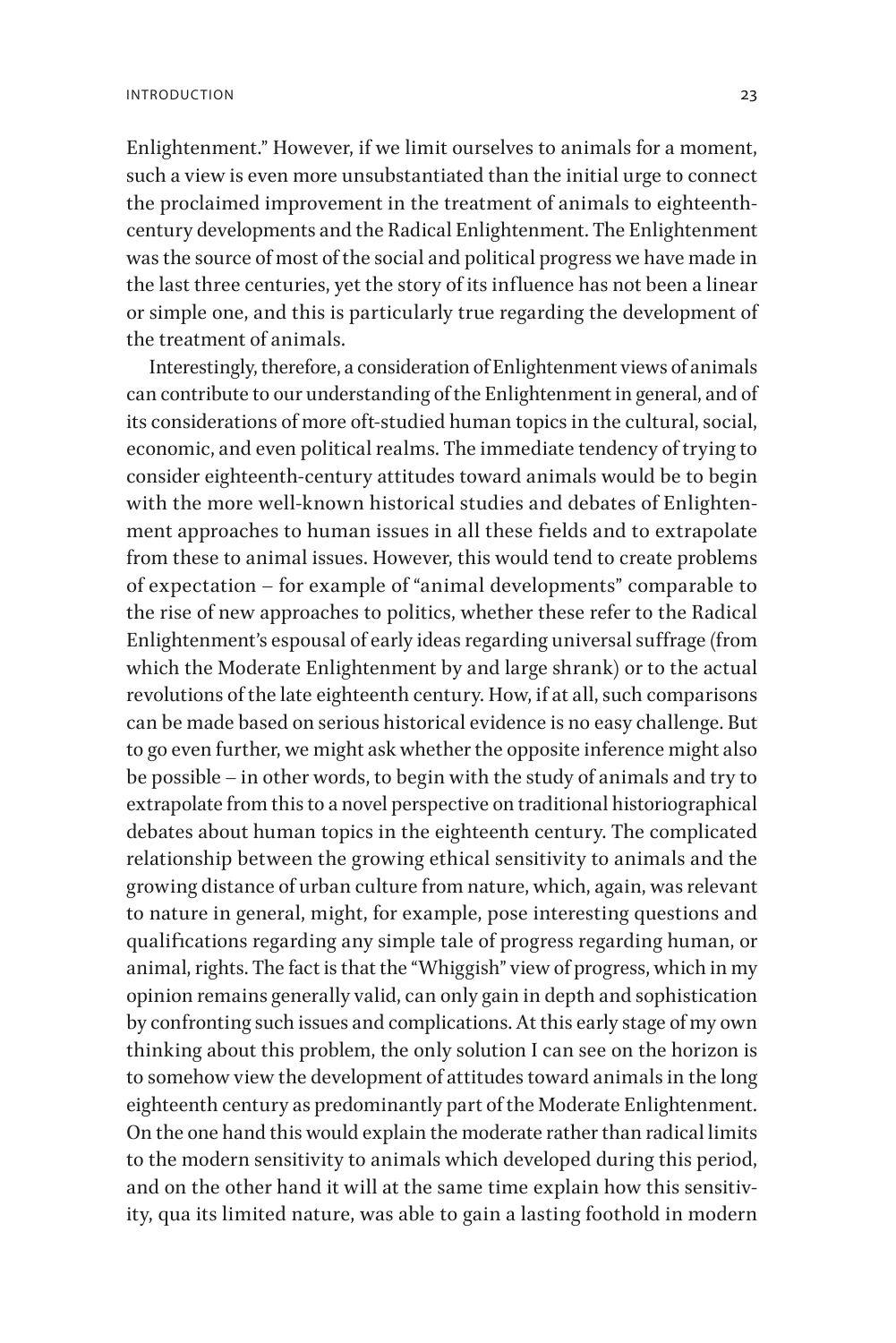Enlightenment." However, if we limit ourselves to animals for a moment, such a view is even more unsubstantiated than the initial urge to connect the proclaimed improvement in the treatment of animals to eighteenth-century developments and the Radical Enlightenment. The Enlightenment was the source of most of the social and political progress we have made in the last three centuries, yet the story of its influence has not been a linear or simple one, and this is particularly true regarding the development of the treatment of animals.

Interestingly, therefore, a consideration of Enlightenment views of animals can contribute to our understanding of the Enlightenment in general, and of its considerations of more oft-studied human topics in the cultural, social, economic, and even political realms. The immediate tendency of trying to consider eighteenth-century attitudes toward animals would be to begin with the more well-known historical studies and debates of Enlightenment approaches to human issues in all these fields and to extrapolate from these to animal issues. However, this would tend to create problems of expectation – for example of "animal developments" comparable to the rise of new approaches to politics, whether these refer to the Radical Enlightenment's espousal of early ideas regarding universal suffrage (from which the Moderate Enlightenment by and large shrank) or to the actual revolutions of the late eighteenth century. How, if at all, such comparisons can be made based on serious historical evidence is no easy challenge. But to go even further, we might ask whether the opposite inference might also be possible – in other words, to begin with the study of animals and try to extrapolate from this to a novel perspective on traditional historiographical debates about human topics in the eighteenth century. The complicated relationship between the growing ethical sensitivity to animals and the growing distance of urban culture from nature, which, again, was relevant to nature in general, might, for example, pose interesting questions and qualifications regarding any simple tale of progress regarding human, or animal, rights. The fact is that the "Whiggish" view of progress, which in my opinion remains generally valid, can only gain in depth and sophistication by confronting such issues and complications. At this early stage of my own thinking about this problem, the only solution I can see on the horizon is to somehow view the development of attitudes toward animals in the long eighteenth century as predominantly part of the Moderate Enlightenment. On the one hand this would explain the moderate rather than radical limits to the modern sensitivity to animals which developed during this period, and on the other hand it will at the same time explain how this sensitivity, qua its limited nature, was able to gain a lasting foothold in modern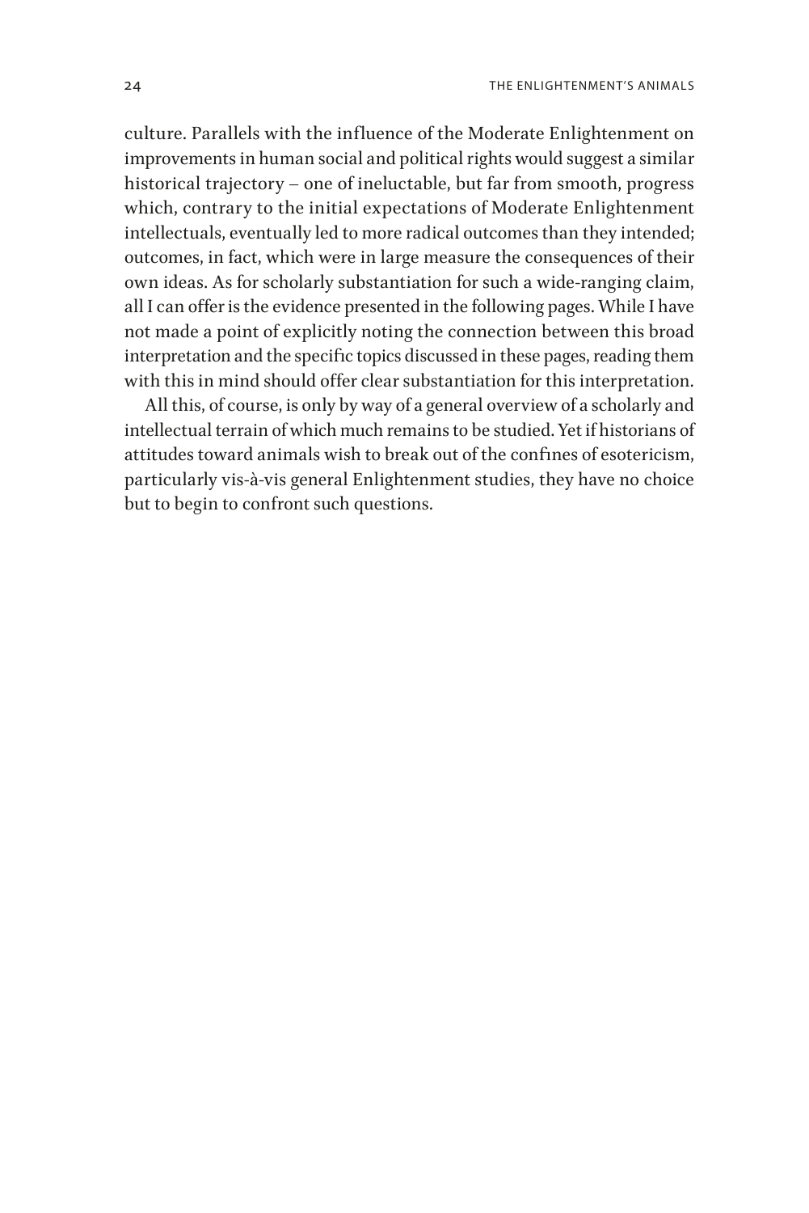culture. Parallels with the influence of the Moderate Enlightenment on improvements in human social and political rights would suggest a similar historical trajectory – one of ineluctable, but far from smooth, progress which, contrary to the initial expectations of Moderate Enlightenment intellectuals, eventually led to more radical outcomes than they intended; outcomes, in fact, which were in large measure the consequences of their own ideas. As for scholarly substantiation for such a wide-ranging claim, all I can offer is the evidence presented in the following pages. While I have not made a point of explicitly noting the connection between this broad interpretation and the specific topics discussed in these pages, reading them with this in mind should offer clear substantiation for this interpretation.

All this, of course, is only by way of a general overview of a scholarly and intellectual terrain of which much remains to be studied. Yet if historians of attitudes toward animals wish to break out of the confines of esotericism, particularly vis-à-vis general Enlightenment studies, they have no choice but to begin to confront such questions.